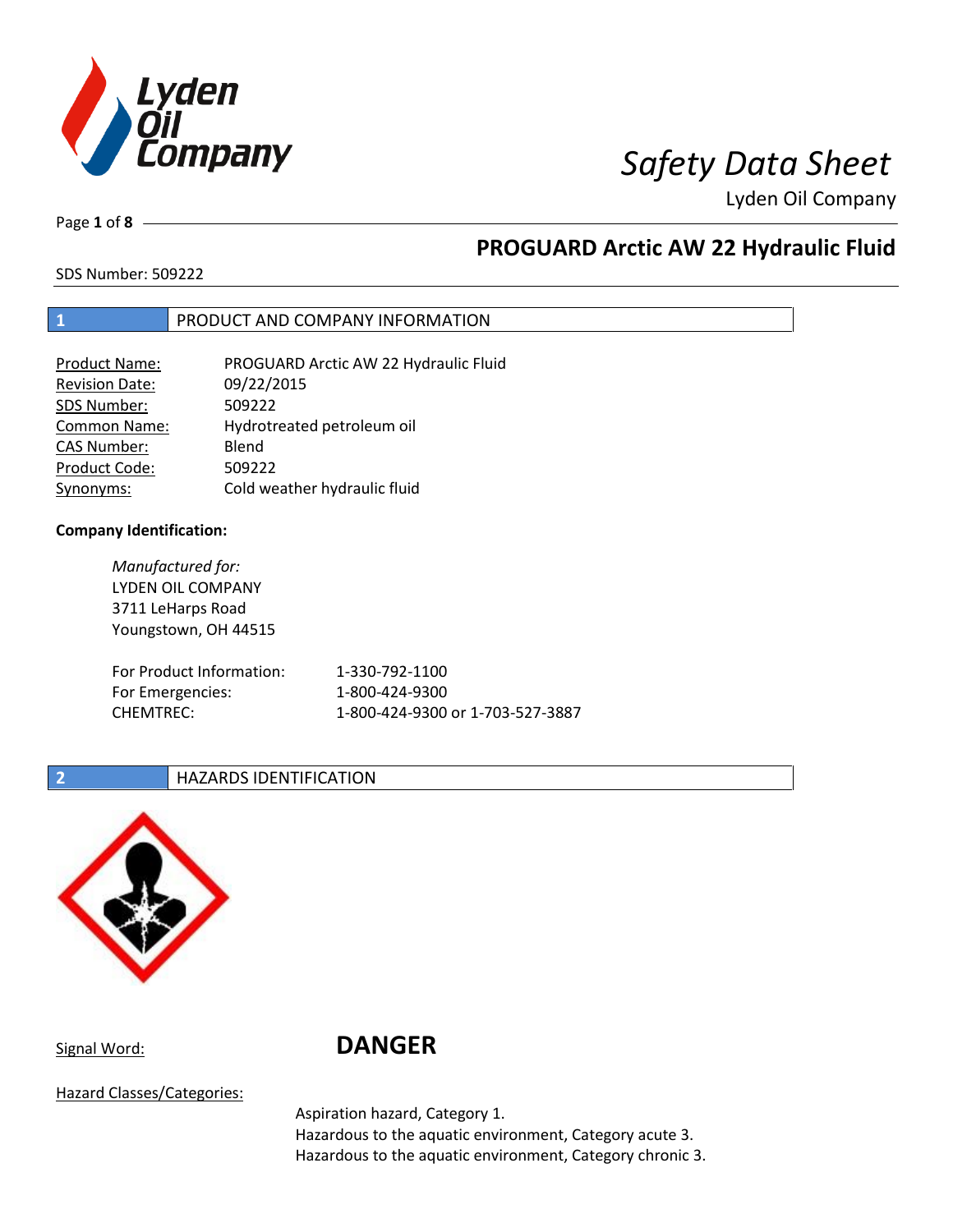# Safety Data Sheet

Lyden Oil Company

## PROGUARD Arctic AW 22 Hydraulic Fluid

SDS Number: 509222

## 1 PRODUCT AND COMPANY INFORMATION

| | |
|---|---|
| Product Name: | PROGUARD Arctic AW 22 Hydraulic Fluid |
| Revision Date: | 09/22/2015 |
| SDS Number: | 509222 |
| Common Name: | Hydrotreated petroleum oil |
| CAS Number: | Blend |
| Product Code: | 509222 |
| Synonyms: | Cold weather hydraulic fluid |

**Company Identification:**

*Manufactured for:*
LYDEN OIL COMPANY
3711 LeHarps Road
Youngstown, OH 44515

| | |
|---|---|
| For Product Information: | 1-330-792-1100 |
| For Emergencies: | 1-800-424-9300 |
| CHEMTREC: | 1-800-424-9300 or 1-703-527-3887 |

## 2 HAZARDS IDENTIFICATION

Signal Word: **DANGER**

Hazard Classes/Categories:

Aspiration hazard, Category 1.
Hazardous to the aquatic environment, Category acute 3.
Hazardous to the aquatic environment, Category chronic 3.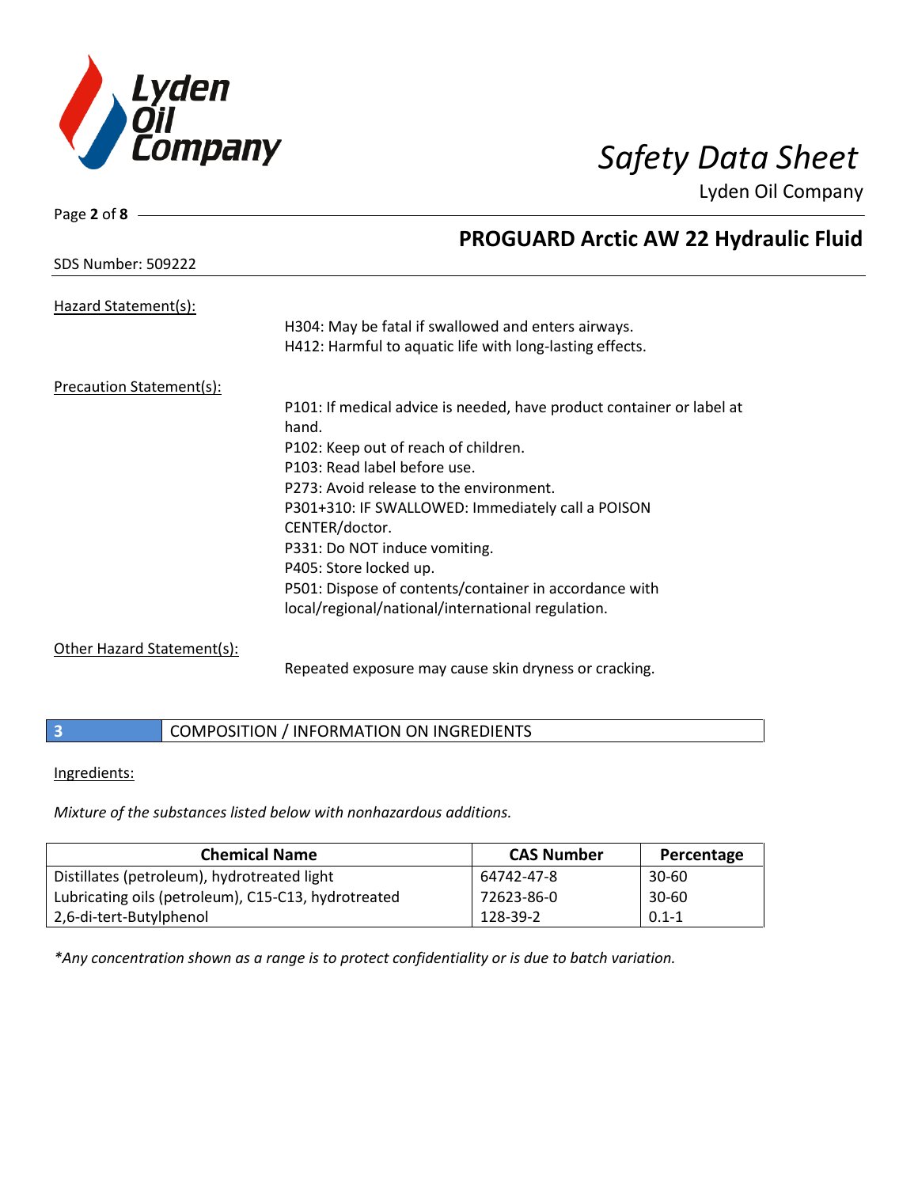Hazard Statement(s):

H304: May be fatal if swallowed and enters airways.
H412: Harmful to aquatic life with long-lasting effects.

Precaution Statement(s):

P101: If medical advice is needed, have product container or label at hand.
P102: Keep out of reach of children.
P103: Read label before use.
P273: Avoid release to the environment.
P301+310: IF SWALLOWED: Immediately call a POISON CENTER/doctor.
P331: Do NOT induce vomiting.
P405: Store locked up.
P501: Dispose of contents/container in accordance with local/regional/national/international regulation.

Other Hazard Statement(s):

Repeated exposure may cause skin dryness or cracking.

## 3 COMPOSITION / INFORMATION ON INGREDIENTS

Ingredients:

*Mixture of the substances listed below with nonhazardous additions.*

| Chemical Name | CAS Number | Percentage |
|---|---|---|
| Distillates (petroleum), hydrotreated light | 64742-47-8 | 30-60 |
| Lubricating oils (petroleum), C15-C13, hydrotreated | 72623-86-0 | 30-60 |
| 2,6-di-tert-Butylphenol | 128-39-2 | 0.1-1 |

*\*Any concentration shown as a range is to protect confidentiality or is due to batch variation.*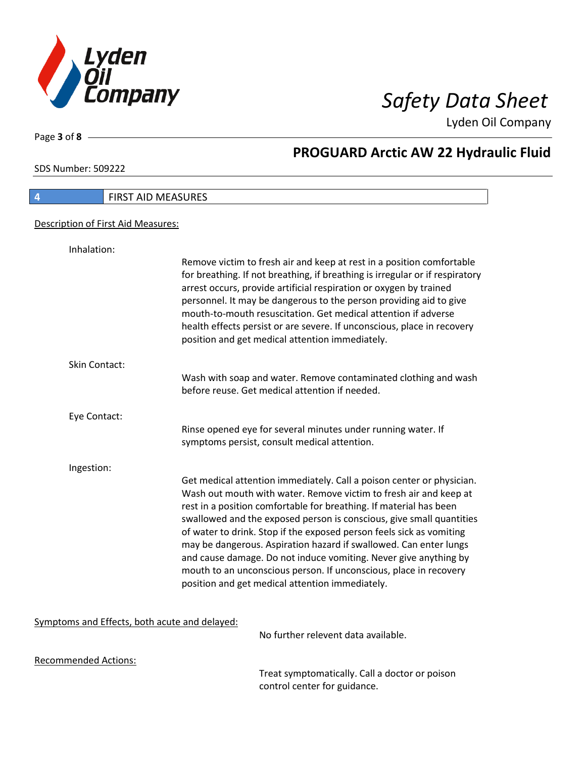## 4 FIRST AID MEASURES

Description of First Aid Measures:

**Inhalation:**

Remove victim to fresh air and keep at rest in a position comfortable for breathing. If not breathing, if breathing is irregular or if respiratory arrest occurs, provide artificial respiration or oxygen by trained personnel. It may be dangerous to the person providing aid to give mouth-to-mouth resuscitation. Get medical attention if adverse health effects persist or are severe. If unconscious, place in recovery position and get medical attention immediately.

**Skin Contact:**

Wash with soap and water. Remove contaminated clothing and wash before reuse. Get medical attention if needed.

**Eye Contact:**

Rinse opened eye for several minutes under running water. If symptoms persist, consult medical attention.

**Ingestion:**

Get medical attention immediately. Call a poison center or physician. Wash out mouth with water. Remove victim to fresh air and keep at rest in a position comfortable for breathing. If material has been swallowed and the exposed person is conscious, give small quantities of water to drink. Stop if the exposed person feels sick as vomiting may be dangerous. Aspiration hazard if swallowed. Can enter lungs and cause damage. Do not induce vomiting. Never give anything by mouth to an unconscious person. If unconscious, place in recovery position and get medical attention immediately.

Symptoms and Effects, both acute and delayed:

No further relevent data available.

Recommended Actions:

Treat symptomatically. Call a doctor or poison control center for guidance.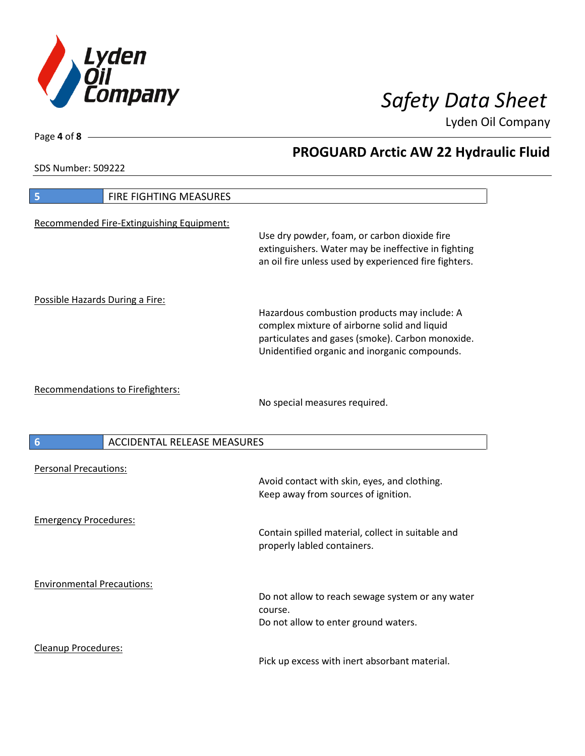## 5 FIRE FIGHTING MEASURES

Recommended Fire-Extinguishing Equipment:

Use dry powder, foam, or carbon dioxide fire extinguishers. Water may be ineffective in fighting an oil fire unless used by experienced fire fighters.

Possible Hazards During a Fire:

Hazardous combustion products may include: A complex mixture of airborne solid and liquid particulates and gases (smoke). Carbon monoxide. Unidentified organic and inorganic compounds.

Recommendations to Firefighters:

No special measures required.

## 6 ACCIDENTAL RELEASE MEASURES

Personal Precautions:

Avoid contact with skin, eyes, and clothing.
Keep away from sources of ignition.

Emergency Procedures:

Contain spilled material, collect in suitable and properly labled containers.

Environmental Precautions:

Do not allow to reach sewage system or any water course.
Do not allow to enter ground waters.

Cleanup Procedures:

Pick up excess with inert absorbant material.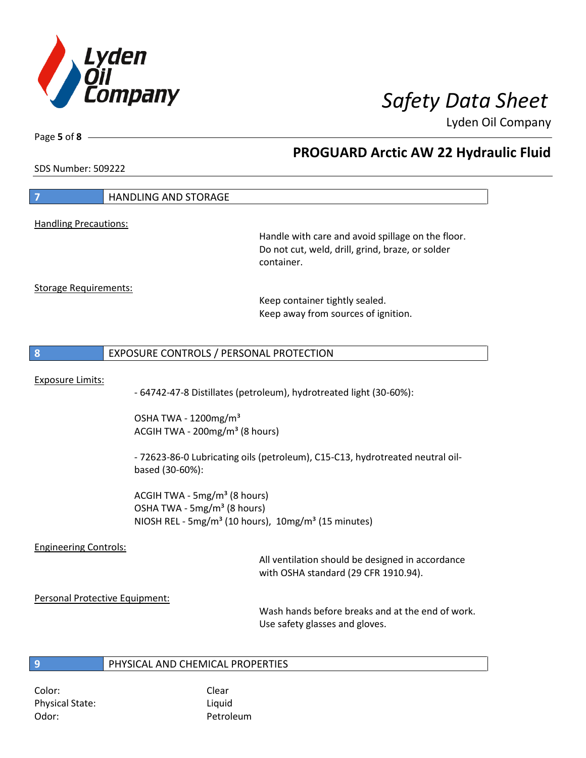## 7 HANDLING AND STORAGE

Handling Precautions:

Handle with care and avoid spillage on the floor. Do not cut, weld, drill, grind, braze, or solder container.

Storage Requirements:

Keep container tightly sealed.
Keep away from sources of ignition.

## 8 EXPOSURE CONTROLS / PERSONAL PROTECTION

Exposure Limits:

- 64742-47-8 Distillates (petroleum), hydrotreated light (30-60%):

OSHA TWA - 1200mg/m³
ACGIH TWA - 200mg/m³ (8 hours)

- 72623-86-0 Lubricating oils (petroleum), C15-C13, hydrotreated neutral oil-based (30-60%):

ACGIH TWA - 5mg/m³ (8 hours)
OSHA TWA - 5mg/m³ (8 hours)
NIOSH REL - 5mg/m³ (10 hours), 10mg/m³ (15 minutes)

Engineering Controls:

All ventilation should be designed in accordance with OSHA standard (29 CFR 1910.94).

Personal Protective Equipment:

Wash hands before breaks and at the end of work.
Use safety glasses and gloves.

## 9 PHYSICAL AND CHEMICAL PROPERTIES

| | |
|---|---|
| Color: | Clear |
| Physical State: | Liquid |
| Odor: | Petroleum |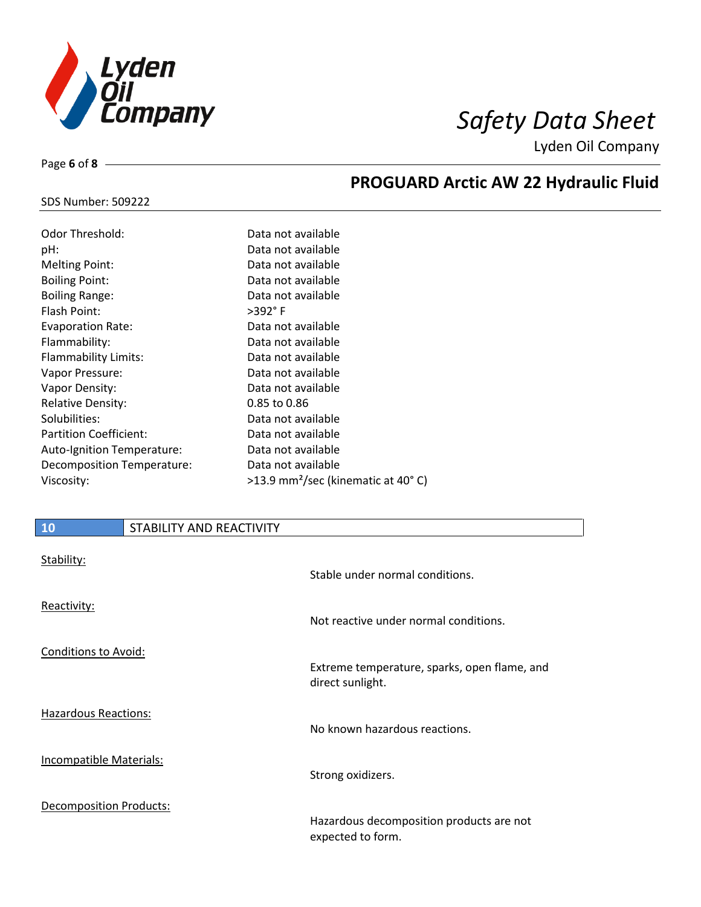| | |
|---|---|
| Odor Threshold: | Data not available |
| pH: | Data not available |
| Melting Point: | Data not available |
| Boiling Point: | Data not available |
| Boiling Range: | Data not available |
| Flash Point: | >392° F |
| Evaporation Rate: | Data not available |
| Flammability: | Data not available |
| Flammability Limits: | Data not available |
| Vapor Pressure: | Data not available |
| Vapor Density: | Data not available |
| Relative Density: | 0.85 to 0.86 |
| Solubilities: | Data not available |
| Partition Coefficient: | Data not available |
| Auto-Ignition Temperature: | Data not available |
| Decomposition Temperature: | Data not available |
| Viscosity: | >13.9 $mm^2$/sec (kinematic at 40° C) |

## 10 STABILITY AND REACTIVITY

Stability:

Stable under normal conditions.

Reactivity:

Not reactive under normal conditions.

Conditions to Avoid:

Extreme temperature, sparks, open flame, and direct sunlight.

Hazardous Reactions:

No known hazardous reactions.

Incompatible Materials:

Strong oxidizers.

Decomposition Products:

Hazardous decomposition products are not expected to form.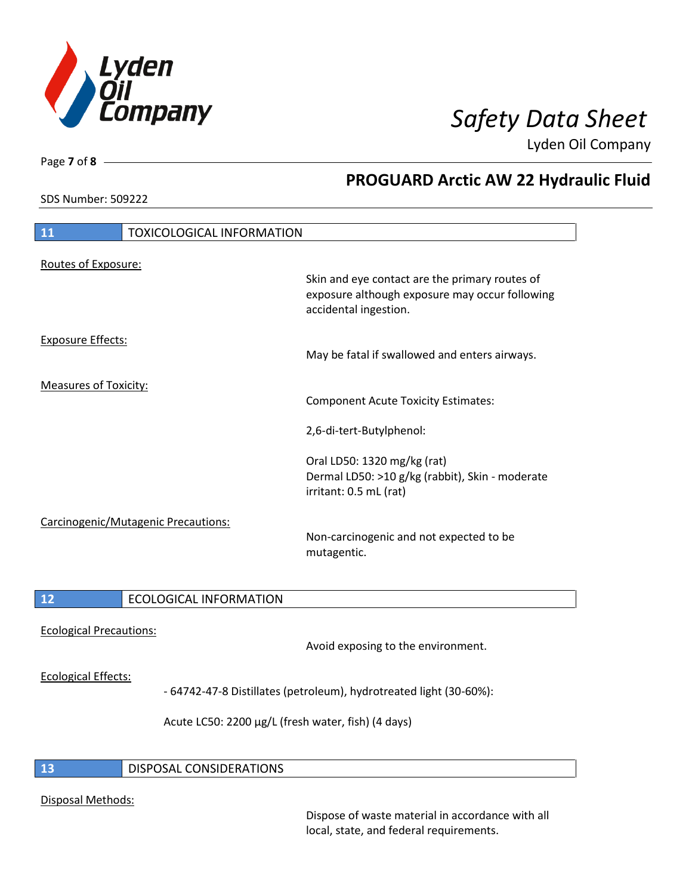## 11 TOXICOLOGICAL INFORMATION

Routes of Exposure:

Skin and eye contact are the primary routes of exposure although exposure may occur following accidental ingestion.

Exposure Effects:

May be fatal if swallowed and enters airways.

Measures of Toxicity:

Component Acute Toxicity Estimates:

2,6-di-tert-Butylphenol:

Oral LD50: 1320 mg/kg (rat)
Dermal LD50: >10 g/kg (rabbit), Skin - moderate irritant: 0.5 mL (rat)

Carcinogenic/Mutagenic Precautions:

Non-carcinogenic and not expected to be mutagentic.

## 12 ECOLOGICAL INFORMATION

Ecological Precautions:

Avoid exposing to the environment.

Ecological Effects:

- 64742-47-8 Distillates (petroleum), hydrotreated light (30-60%):

Acute LC50: 2200 µg/L (fresh water, fish) (4 days)

## 13 DISPOSAL CONSIDERATIONS

Disposal Methods:

Dispose of waste material in accordance with all local, state, and federal requirements.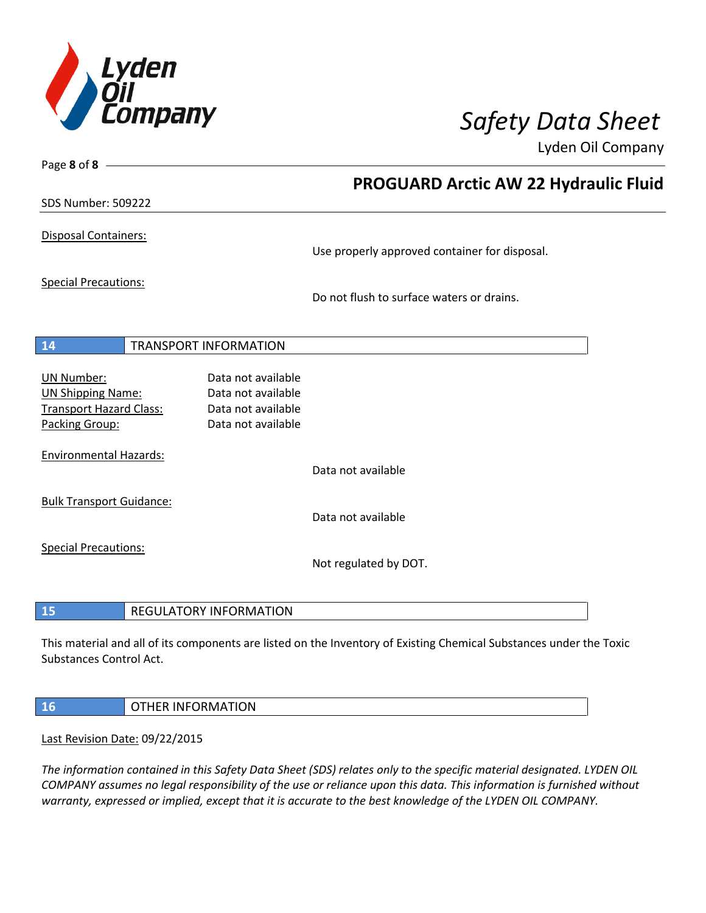Disposal Containers:

Use properly approved container for disposal.

Special Precautions:

Do not flush to surface waters or drains.

## 14 TRANSPORT INFORMATION

| | |
|---|---|
| UN Number: | Data not available |
| UN Shipping Name: | Data not available |
| Transport Hazard Class: | Data not available |
| Packing Group: | Data not available |

Environmental Hazards:

Data not available

Bulk Transport Guidance:

Data not available

Special Precautions:

Not regulated by DOT.

## 15 REGULATORY INFORMATION

This material and all of its components are listed on the Inventory of Existing Chemical Substances under the Toxic Substances Control Act.

## 16 OTHER INFORMATION

Last Revision Date: 09/22/2015

*The information contained in this Safety Data Sheet (SDS) relates only to the specific material designated. LYDEN OIL COMPANY assumes no legal responsibility of the use or reliance upon this data. This information is furnished without warranty, expressed or implied, except that it is accurate to the best knowledge of the LYDEN OIL COMPANY.*